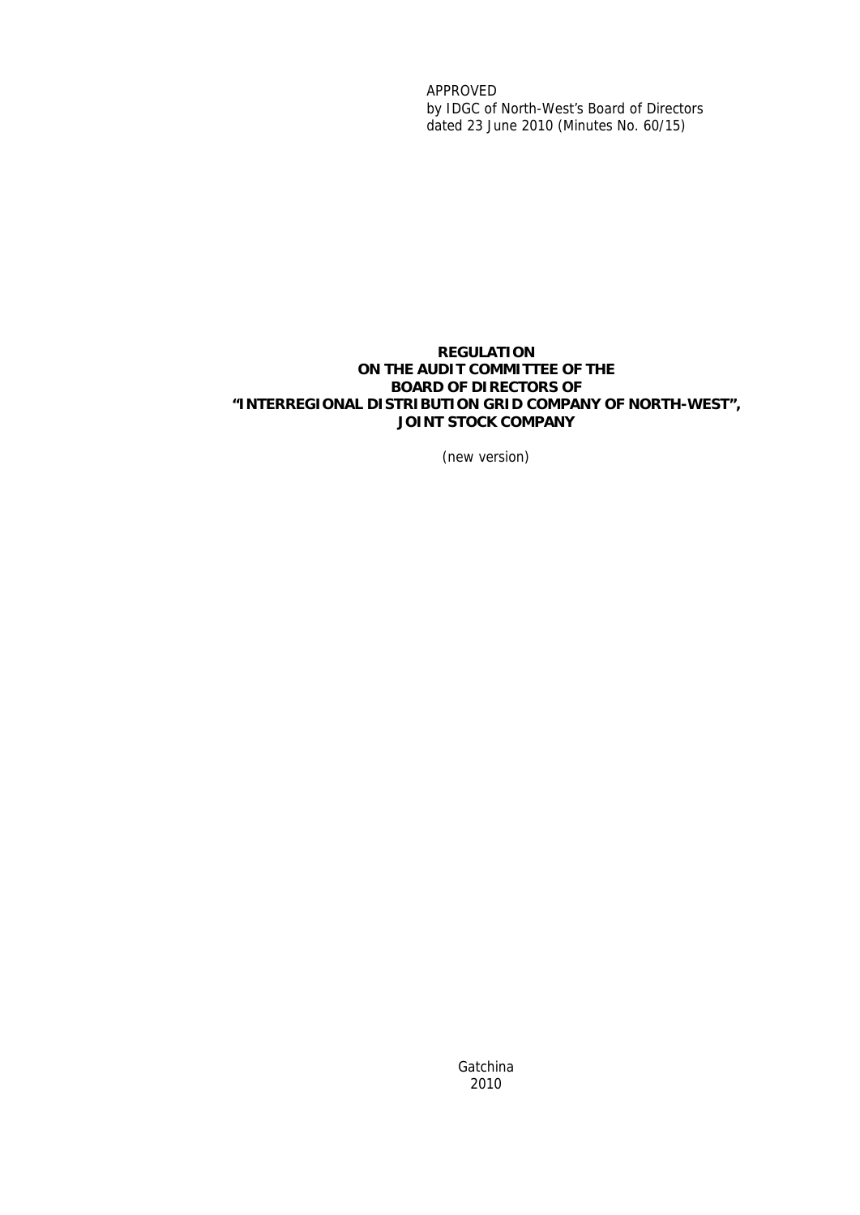APPROVED
by IDGC of North-West's Board of Directors
dated 23 June 2010 (Minutes No. 60/15)

# REGULATION ON THE AUDIT COMMITTEE OF THE BOARD OF DIRECTORS OF "INTERREGIONAL DISTRIBUTION GRID COMPANY OF NORTH-WEST", JOINT STOCK COMPANY

(new version)

Gatchina
2010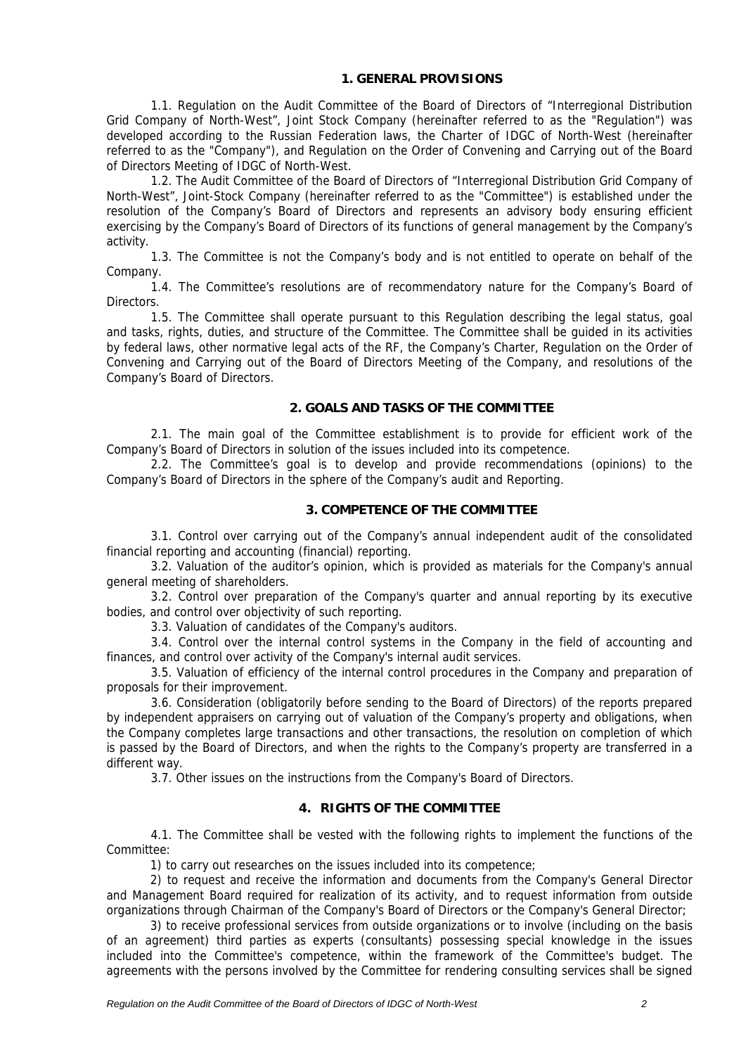## 1. GENERAL PROVISIONS

1.1. Regulation on the Audit Committee of the Board of Directors of "Interregional Distribution Grid Company of North-West", Joint Stock Company (hereinafter referred to as the "Regulation") was developed according to the Russian Federation laws, the Charter of IDGC of North-West (hereinafter referred to as the "Company"), and Regulation on the Order of Convening and Carrying out of the Board of Directors Meeting of IDGC of North-West.

1.2. The Audit Committee of the Board of Directors of "Interregional Distribution Grid Company of North-West", Joint-Stock Company (hereinafter referred to as the "Committee") is established under the resolution of the Company's Board of Directors and represents an advisory body ensuring efficient exercising by the Company's Board of Directors of its functions of general management by the Company's activity.

1.3. The Committee is not the Company's body and is not entitled to operate on behalf of the Company.

1.4. The Committee's resolutions are of recommendatory nature for the Company's Board of Directors.

1.5. The Committee shall operate pursuant to this Regulation describing the legal status, goal and tasks, rights, duties, and structure of the Committee. The Committee shall be guided in its activities by federal laws, other normative legal acts of the RF, the Company's Charter, Regulation on the Order of Convening and Carrying out of the Board of Directors Meeting of the Company, and resolutions of the Company's Board of Directors.

## 2. GOALS AND TASKS OF THE COMMITTEE

2.1. The main goal of the Committee establishment is to provide for efficient work of the Company's Board of Directors in solution of the issues included into its competence.

2.2. The Committee's goal is to develop and provide recommendations (opinions) to the Company's Board of Directors in the sphere of the Company's audit and Reporting.

## 3. COMPETENCE OF THE COMMITTEE

3.1. Control over carrying out of the Company's annual independent audit of the consolidated financial reporting and accounting (financial) reporting.

3.2. Valuation of the auditor's opinion, which is provided as materials for the Company's annual general meeting of shareholders.

3.2. Control over preparation of the Company's quarter and annual reporting by its executive bodies, and control over objectivity of such reporting.

3.3. Valuation of candidates of the Company's auditors.

3.4. Control over the internal control systems in the Company in the field of accounting and finances, and control over activity of the Company's internal audit services.

3.5. Valuation of efficiency of the internal control procedures in the Company and preparation of proposals for their improvement.

3.6. Consideration (obligatorily before sending to the Board of Directors) of the reports prepared by independent appraisers on carrying out of valuation of the Company's property and obligations, when the Company completes large transactions and other transactions, the resolution on completion of which is passed by the Board of Directors, and when the rights to the Company's property are transferred in a different way.

3.7. Other issues on the instructions from the Company's Board of Directors.

## 4. RIGHTS OF THE COMMITTEE

4.1. The Committee shall be vested with the following rights to implement the functions of the Committee:

1) to carry out researches on the issues included into its competence;

2) to request and receive the information and documents from the Company's General Director and Management Board required for realization of its activity, and to request information from outside organizations through Chairman of the Company's Board of Directors or the Company's General Director;

3) to receive professional services from outside organizations or to involve (including on the basis of an agreement) third parties as experts (consultants) possessing special knowledge in the issues included into the Committee's competence, within the framework of the Committee's budget. The agreements with the persons involved by the Committee for rendering consulting services shall be signed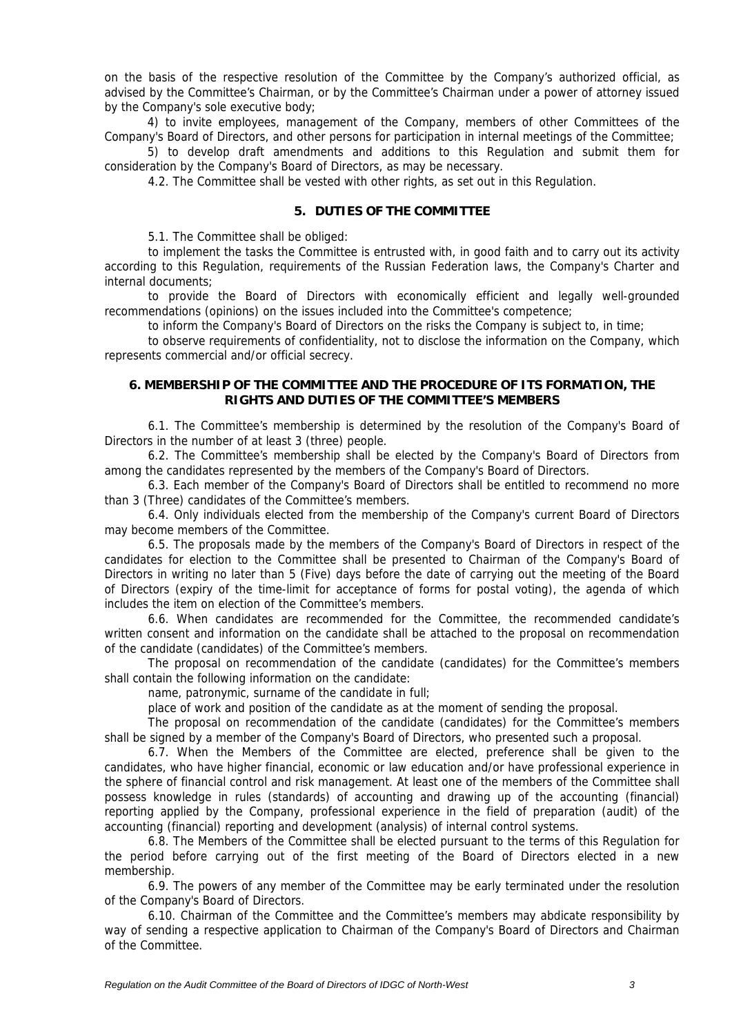on the basis of the respective resolution of the Committee by the Company's authorized official, as advised by the Committee's Chairman, or by the Committee's Chairman under a power of attorney issued by the Company's sole executive body;

4) to invite employees, management of the Company, members of other Committees of the Company's Board of Directors, and other persons for participation in internal meetings of the Committee;

5) to develop draft amendments and additions to this Regulation and submit them for consideration by the Company's Board of Directors, as may be necessary.

4.2. The Committee shall be vested with other rights, as set out in this Regulation.

## 5. DUTIES OF THE COMMITTEE

5.1. The Committee shall be obliged:

to implement the tasks the Committee is entrusted with, in good faith and to carry out its activity according to this Regulation, requirements of the Russian Federation laws, the Company's Charter and internal documents;

to provide the Board of Directors with economically efficient and legally well-grounded recommendations (opinions) on the issues included into the Committee's competence;

to inform the Company's Board of Directors on the risks the Company is subject to, in time;

to observe requirements of confidentiality, not to disclose the information on the Company, which represents commercial and/or official secrecy.

## 6. MEMBERSHIP OF THE COMMITTEE AND THE PROCEDURE OF ITS FORMATION, THE RIGHTS AND DUTIES OF THE COMMITTEE'S MEMBERS

6.1. The Committee's membership is determined by the resolution of the Company's Board of Directors in the number of at least 3 (three) people.

6.2. The Committee's membership shall be elected by the Company's Board of Directors from among the candidates represented by the members of the Company's Board of Directors.

6.3. Each member of the Company's Board of Directors shall be entitled to recommend no more than 3 (Three) candidates of the Committee's members.

6.4. Only individuals elected from the membership of the Company's current Board of Directors may become members of the Committee.

6.5. The proposals made by the members of the Company's Board of Directors in respect of the candidates for election to the Committee shall be presented to Chairman of the Company's Board of Directors in writing no later than 5 (Five) days before the date of carrying out the meeting of the Board of Directors (expiry of the time-limit for acceptance of forms for postal voting), the agenda of which includes the item on election of the Committee's members.

6.6. When candidates are recommended for the Committee, the recommended candidate's written consent and information on the candidate shall be attached to the proposal on recommendation of the candidate (candidates) of the Committee's members.

The proposal on recommendation of the candidate (candidates) for the Committee's members shall contain the following information on the candidate:

name, patronymic, surname of the candidate in full;

place of work and position of the candidate as at the moment of sending the proposal.

The proposal on recommendation of the candidate (candidates) for the Committee's members shall be signed by a member of the Company's Board of Directors, who presented such a proposal.

6.7. When the Members of the Committee are elected, preference shall be given to the candidates, who have higher financial, economic or law education and/or have professional experience in the sphere of financial control and risk management. At least one of the members of the Committee shall possess knowledge in rules (standards) of accounting and drawing up of the accounting (financial) reporting applied by the Company, professional experience in the field of preparation (audit) of the accounting (financial) reporting and development (analysis) of internal control systems.

6.8. The Members of the Committee shall be elected pursuant to the terms of this Regulation for the period before carrying out of the first meeting of the Board of Directors elected in a new membership.

6.9. The powers of any member of the Committee may be early terminated under the resolution of the Company's Board of Directors.

6.10. Chairman of the Committee and the Committee's members may abdicate responsibility by way of sending a respective application to Chairman of the Company's Board of Directors and Chairman of the Committee.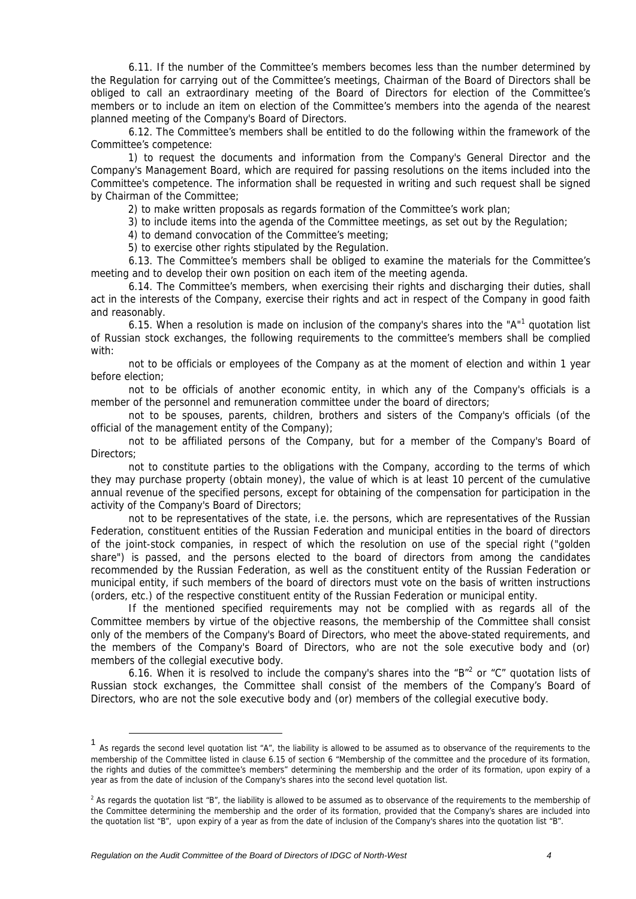6.11. If the number of the Committee's members becomes less than the number determined by the Regulation for carrying out of the Committee's meetings, Chairman of the Board of Directors shall be obliged to call an extraordinary meeting of the Board of Directors for election of the Committee's members or to include an item on election of the Committee's members into the agenda of the nearest planned meeting of the Company's Board of Directors.

6.12. The Committee's members shall be entitled to do the following within the framework of the Committee's competence:

1) to request the documents and information from the Company's General Director and the Company's Management Board, which are required for passing resolutions on the items included into the Committee's competence. The information shall be requested in writing and such request shall be signed by Chairman of the Committee;

2) to make written proposals as regards formation of the Committee's work plan;

3) to include items into the agenda of the Committee meetings, as set out by the Regulation;

4) to demand convocation of the Committee's meeting;

5) to exercise other rights stipulated by the Regulation.

6.13. The Committee's members shall be obliged to examine the materials for the Committee's meeting and to develop their own position on each item of the meeting agenda.

6.14. The Committee's members, when exercising their rights and discharging their duties, shall act in the interests of the Company, exercise their rights and act in respect of the Company in good faith and reasonably.

6.15. When a resolution is made on inclusion of the company's shares into the "A"[1] quotation list of Russian stock exchanges, the following requirements to the committee's members shall be complied with:

not to be officials or employees of the Company as at the moment of election and within 1 year before election;

not to be officials of another economic entity, in which any of the Company's officials is a member of the personnel and remuneration committee under the board of directors;

not to be spouses, parents, children, brothers and sisters of the Company's officials (of the official of the management entity of the Company);

not to be affiliated persons of the Company, but for a member of the Company's Board of Directors;

not to constitute parties to the obligations with the Company, according to the terms of which they may purchase property (obtain money), the value of which is at least 10 percent of the cumulative annual revenue of the specified persons, except for obtaining of the compensation for participation in the activity of the Company's Board of Directors;

not to be representatives of the state, i.e. the persons, which are representatives of the Russian Federation, constituent entities of the Russian Federation and municipal entities in the board of directors of the joint-stock companies, in respect of which the resolution on use of the special right ("golden share") is passed, and the persons elected to the board of directors from among the candidates recommended by the Russian Federation, as well as the constituent entity of the Russian Federation or municipal entity, if such members of the board of directors must vote on the basis of written instructions (orders, etc.) of the respective constituent entity of the Russian Federation or municipal entity.

If the mentioned specified requirements may not be complied with as regards all of the Committee members by virtue of the objective reasons, the membership of the Committee shall consist only of the members of the Company's Board of Directors, who meet the above-stated requirements, and the members of the Company's Board of Directors, who are not the sole executive body and (or) members of the collegial executive body.

6.16. When it is resolved to include the company's shares into the "B"[2] or "C" quotation lists of Russian stock exchanges, the Committee shall consist of the members of the Company's Board of Directors, who are not the sole executive body and (or) members of the collegial executive body.

---

[1] As regards the second level quotation list "A", the liability is allowed to be assumed as to observance of the requirements to the membership of the Committee listed in clause 6.15 of section 6 "Membership of the committee and the procedure of its formation, the rights and duties of the committee's members" determining the membership and the order of its formation, upon expiry of a year as from the date of inclusion of the Company's shares into the second level quotation list.

[2] As regards the quotation list "B", the liability is allowed to be assumed as to observance of the requirements to the membership of the Committee determining the membership and the order of its formation, provided that the Company's shares are included into the quotation list "B", upon expiry of a year as from the date of inclusion of the Company's shares into the quotation list "B".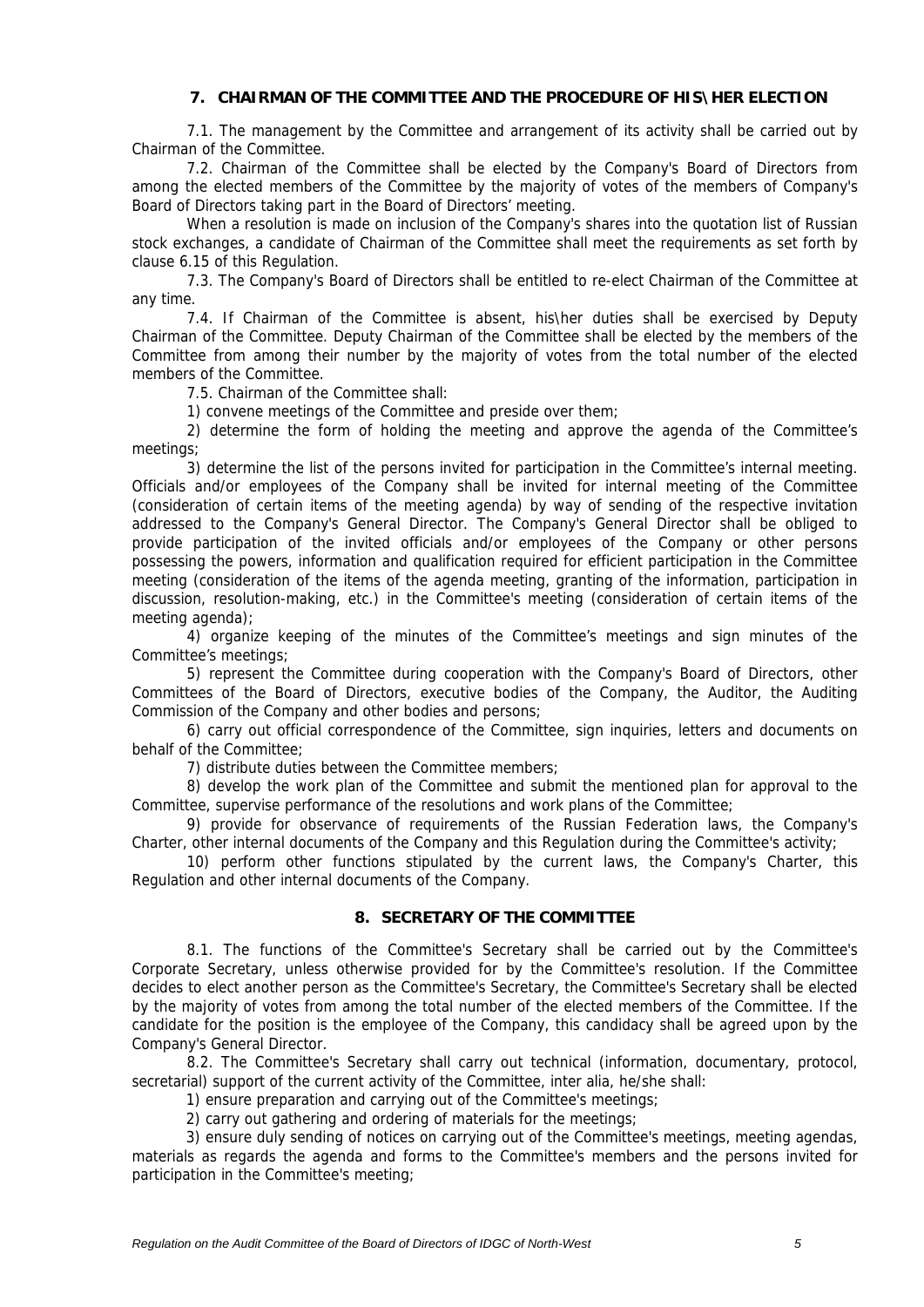## 7. CHAIRMAN OF THE COMMITTEE AND THE PROCEDURE OF HIS\HER ELECTION

7.1. The management by the Committee and arrangement of its activity shall be carried out by Chairman of the Committee.

7.2. Chairman of the Committee shall be elected by the Company's Board of Directors from among the elected members of the Committee by the majority of votes of the members of Company's Board of Directors taking part in the Board of Directors' meeting.

When a resolution is made on inclusion of the Company's shares into the quotation list of Russian stock exchanges, a candidate of Chairman of the Committee shall meet the requirements as set forth by clause 6.15 of this Regulation.

7.3. The Company's Board of Directors shall be entitled to re-elect Chairman of the Committee at any time.

7.4. If Chairman of the Committee is absent, his\her duties shall be exercised by Deputy Chairman of the Committee. Deputy Chairman of the Committee shall be elected by the members of the Committee from among their number by the majority of votes from the total number of the elected members of the Committee.

7.5. Chairman of the Committee shall:

1) convene meetings of the Committee and preside over them;

2) determine the form of holding the meeting and approve the agenda of the Committee's meetings;

3) determine the list of the persons invited for participation in the Committee's internal meeting. Officials and/or employees of the Company shall be invited for internal meeting of the Committee (consideration of certain items of the meeting agenda) by way of sending of the respective invitation addressed to the Company's General Director. The Company's General Director shall be obliged to provide participation of the invited officials and/or employees of the Company or other persons possessing the powers, information and qualification required for efficient participation in the Committee meeting (consideration of the items of the agenda meeting, granting of the information, participation in discussion, resolution-making, etc.) in the Committee's meeting (consideration of certain items of the meeting agenda);

4) organize keeping of the minutes of the Committee's meetings and sign minutes of the Committee's meetings;

5) represent the Committee during cooperation with the Company's Board of Directors, other Committees of the Board of Directors, executive bodies of the Company, the Auditor, the Auditing Commission of the Company and other bodies and persons;

6) carry out official correspondence of the Committee, sign inquiries, letters and documents on behalf of the Committee;

7) distribute duties between the Committee members;

8) develop the work plan of the Committee and submit the mentioned plan for approval to the Committee, supervise performance of the resolutions and work plans of the Committee;

9) provide for observance of requirements of the Russian Federation laws, the Company's Charter, other internal documents of the Company and this Regulation during the Committee's activity;

10) perform other functions stipulated by the current laws, the Company's Charter, this Regulation and other internal documents of the Company.

## 8. SECRETARY OF THE COMMITTEE

8.1. The functions of the Committee's Secretary shall be carried out by the Committee's Corporate Secretary, unless otherwise provided for by the Committee's resolution. If the Committee decides to elect another person as the Committee's Secretary, the Committee's Secretary shall be elected by the majority of votes from among the total number of the elected members of the Committee. If the candidate for the position is the employee of the Company, this candidacy shall be agreed upon by the Company's General Director.

8.2. The Committee's Secretary shall carry out technical (information, documentary, protocol, secretarial) support of the current activity of the Committee, inter alia, he/she shall:

1) ensure preparation and carrying out of the Committee's meetings;

2) carry out gathering and ordering of materials for the meetings;

3) ensure duly sending of notices on carrying out of the Committee's meetings, meeting agendas, materials as regards the agenda and forms to the Committee's members and the persons invited for participation in the Committee's meeting;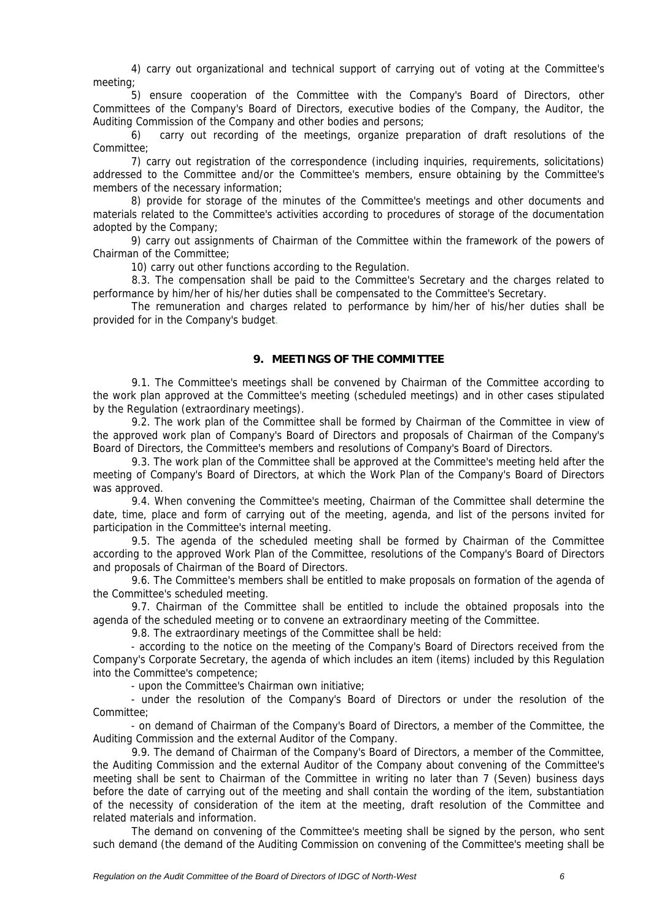4) carry out organizational and technical support of carrying out of voting at the Committee's meeting;

5) ensure cooperation of the Committee with the Company's Board of Directors, other Committees of the Company's Board of Directors, executive bodies of the Company, the Auditor, the Auditing Commission of the Company and other bodies and persons;

6) carry out recording of the meetings, organize preparation of draft resolutions of the Committee;

7) carry out registration of the correspondence (including inquiries, requirements, solicitations) addressed to the Committee and/or the Committee's members, ensure obtaining by the Committee's members of the necessary information;

8) provide for storage of the minutes of the Committee's meetings and other documents and materials related to the Committee's activities according to procedures of storage of the documentation adopted by the Company;

9) carry out assignments of Chairman of the Committee within the framework of the powers of Chairman of the Committee;

10) carry out other functions according to the Regulation.

8.3. The compensation shall be paid to the Committee's Secretary and the charges related to performance by him/her of his/her duties shall be compensated to the Committee's Secretary.

The remuneration and charges related to performance by him/her of his/her duties shall be provided for in the Company's budget.

## 9. MEETINGS OF THE COMMITTEE

9.1. The Committee's meetings shall be convened by Chairman of the Committee according to the work plan approved at the Committee's meeting (scheduled meetings) and in other cases stipulated by the Regulation (extraordinary meetings).

9.2. The work plan of the Committee shall be formed by Chairman of the Committee in view of the approved work plan of Company's Board of Directors and proposals of Chairman of the Company's Board of Directors, the Committee's members and resolutions of Company's Board of Directors.

9.3. The work plan of the Committee shall be approved at the Committee's meeting held after the meeting of Company's Board of Directors, at which the Work Plan of the Company's Board of Directors was approved.

9.4. When convening the Committee's meeting, Chairman of the Committee shall determine the date, time, place and form of carrying out of the meeting, agenda, and list of the persons invited for participation in the Committee's internal meeting.

9.5. The agenda of the scheduled meeting shall be formed by Chairman of the Committee according to the approved Work Plan of the Committee, resolutions of the Company's Board of Directors and proposals of Chairman of the Board of Directors.

9.6. The Committee's members shall be entitled to make proposals on formation of the agenda of the Committee's scheduled meeting.

9.7. Chairman of the Committee shall be entitled to include the obtained proposals into the agenda of the scheduled meeting or to convene an extraordinary meeting of the Committee.

9.8. The extraordinary meetings of the Committee shall be held:

- according to the notice on the meeting of the Company's Board of Directors received from the Company's Corporate Secretary, the agenda of which includes an item (items) included by this Regulation into the Committee's competence;
- upon the Committee's Chairman own initiative;
- under the resolution of the Company's Board of Directors or under the resolution of the Committee;
- on demand of Chairman of the Company's Board of Directors, a member of the Committee, the Auditing Commission and the external Auditor of the Company.

9.9. The demand of Chairman of the Company's Board of Directors, a member of the Committee, the Auditing Commission and the external Auditor of the Company about convening of the Committee's meeting shall be sent to Chairman of the Committee in writing no later than 7 (Seven) business days before the date of carrying out of the meeting and shall contain the wording of the item, substantiation of the necessity of consideration of the item at the meeting, draft resolution of the Committee and related materials and information.

The demand on convening of the Committee's meeting shall be signed by the person, who sent such demand (the demand of the Auditing Commission on convening of the Committee's meeting shall be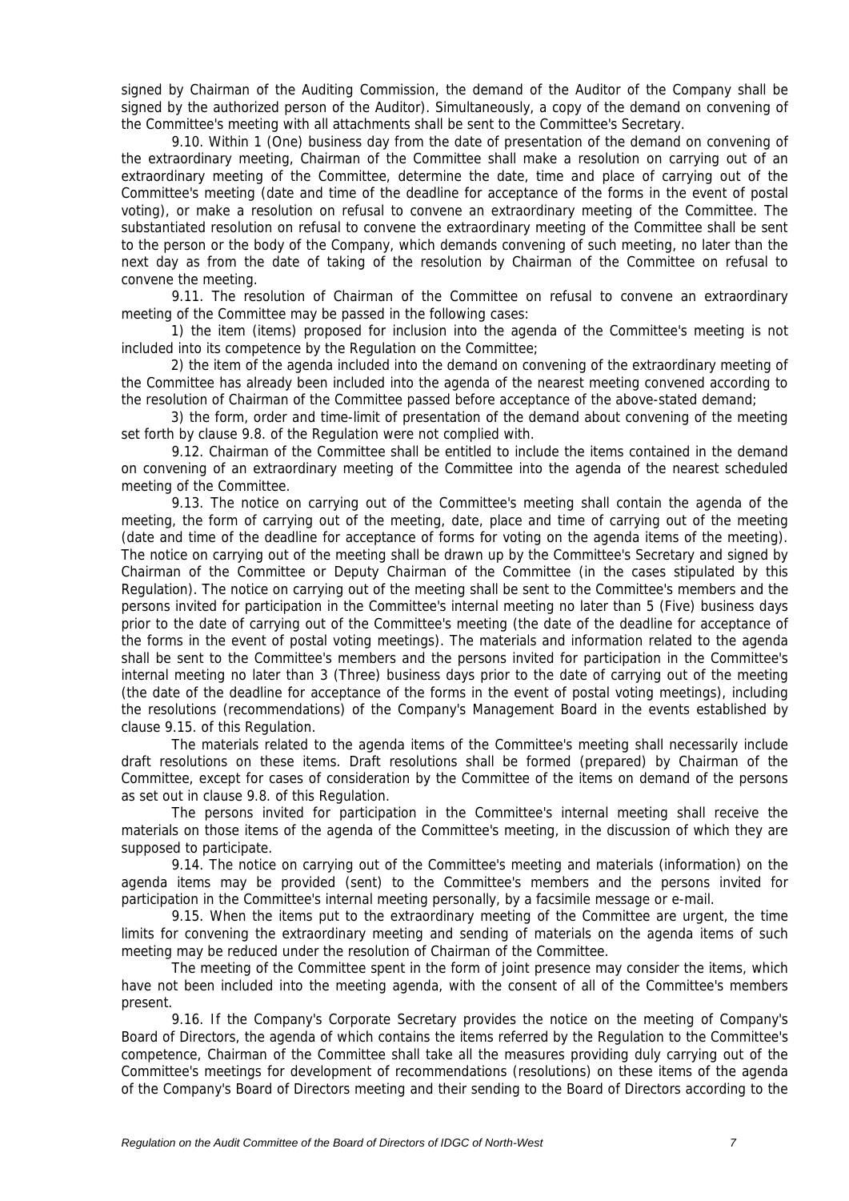signed by Chairman of the Auditing Commission, the demand of the Auditor of the Company shall be signed by the authorized person of the Auditor). Simultaneously, a copy of the demand on convening of the Committee's meeting with all attachments shall be sent to the Committee's Secretary.

9.10. Within 1 (One) business day from the date of presentation of the demand on convening of the extraordinary meeting, Chairman of the Committee shall make a resolution on carrying out of an extraordinary meeting of the Committee, determine the date, time and place of carrying out of the Committee's meeting (date and time of the deadline for acceptance of the forms in the event of postal voting), or make a resolution on refusal to convene an extraordinary meeting of the Committee. The substantiated resolution on refusal to convene the extraordinary meeting of the Committee shall be sent to the person or the body of the Company, which demands convening of such meeting, no later than the next day as from the date of taking of the resolution by Chairman of the Committee on refusal to convene the meeting.

9.11. The resolution of Chairman of the Committee on refusal to convene an extraordinary meeting of the Committee may be passed in the following cases:

1) the item (items) proposed for inclusion into the agenda of the Committee's meeting is not included into its competence by the Regulation on the Committee;

2) the item of the agenda included into the demand on convening of the extraordinary meeting of the Committee has already been included into the agenda of the nearest meeting convened according to the resolution of Chairman of the Committee passed before acceptance of the above-stated demand;

3) the form, order and time-limit of presentation of the demand about convening of the meeting set forth by clause 9.8. of the Regulation were not complied with.

9.12. Chairman of the Committee shall be entitled to include the items contained in the demand on convening of an extraordinary meeting of the Committee into the agenda of the nearest scheduled meeting of the Committee.

9.13. The notice on carrying out of the Committee's meeting shall contain the agenda of the meeting, the form of carrying out of the meeting, date, place and time of carrying out of the meeting (date and time of the deadline for acceptance of forms for voting on the agenda items of the meeting). The notice on carrying out of the meeting shall be drawn up by the Committee's Secretary and signed by Chairman of the Committee or Deputy Chairman of the Committee (in the cases stipulated by this Regulation). The notice on carrying out of the meeting shall be sent to the Committee's members and the persons invited for participation in the Committee's internal meeting no later than 5 (Five) business days prior to the date of carrying out of the Committee's meeting (the date of the deadline for acceptance of the forms in the event of postal voting meetings). The materials and information related to the agenda shall be sent to the Committee's members and the persons invited for participation in the Committee's internal meeting no later than 3 (Three) business days prior to the date of carrying out of the meeting (the date of the deadline for acceptance of the forms in the event of postal voting meetings), including the resolutions (recommendations) of the Company's Management Board in the events established by clause 9.15. of this Regulation.

The materials related to the agenda items of the Committee's meeting shall necessarily include draft resolutions on these items. Draft resolutions shall be formed (prepared) by Chairman of the Committee, except for cases of consideration by the Committee of the items on demand of the persons as set out in clause 9.8. of this Regulation.

The persons invited for participation in the Committee's internal meeting shall receive the materials on those items of the agenda of the Committee's meeting, in the discussion of which they are supposed to participate.

9.14. The notice on carrying out of the Committee's meeting and materials (information) on the agenda items may be provided (sent) to the Committee's members and the persons invited for participation in the Committee's internal meeting personally, by a facsimile message or e-mail.

9.15. When the items put to the extraordinary meeting of the Committee are urgent, the time limits for convening the extraordinary meeting and sending of materials on the agenda items of such meeting may be reduced under the resolution of Chairman of the Committee.

The meeting of the Committee spent in the form of joint presence may consider the items, which have not been included into the meeting agenda, with the consent of all of the Committee's members present.

9.16. If the Company's Corporate Secretary provides the notice on the meeting of Company's Board of Directors, the agenda of which contains the items referred by the Regulation to the Committee's competence, Chairman of the Committee shall take all the measures providing duly carrying out of the Committee's meetings for development of recommendations (resolutions) on these items of the agenda of the Company's Board of Directors meeting and their sending to the Board of Directors according to the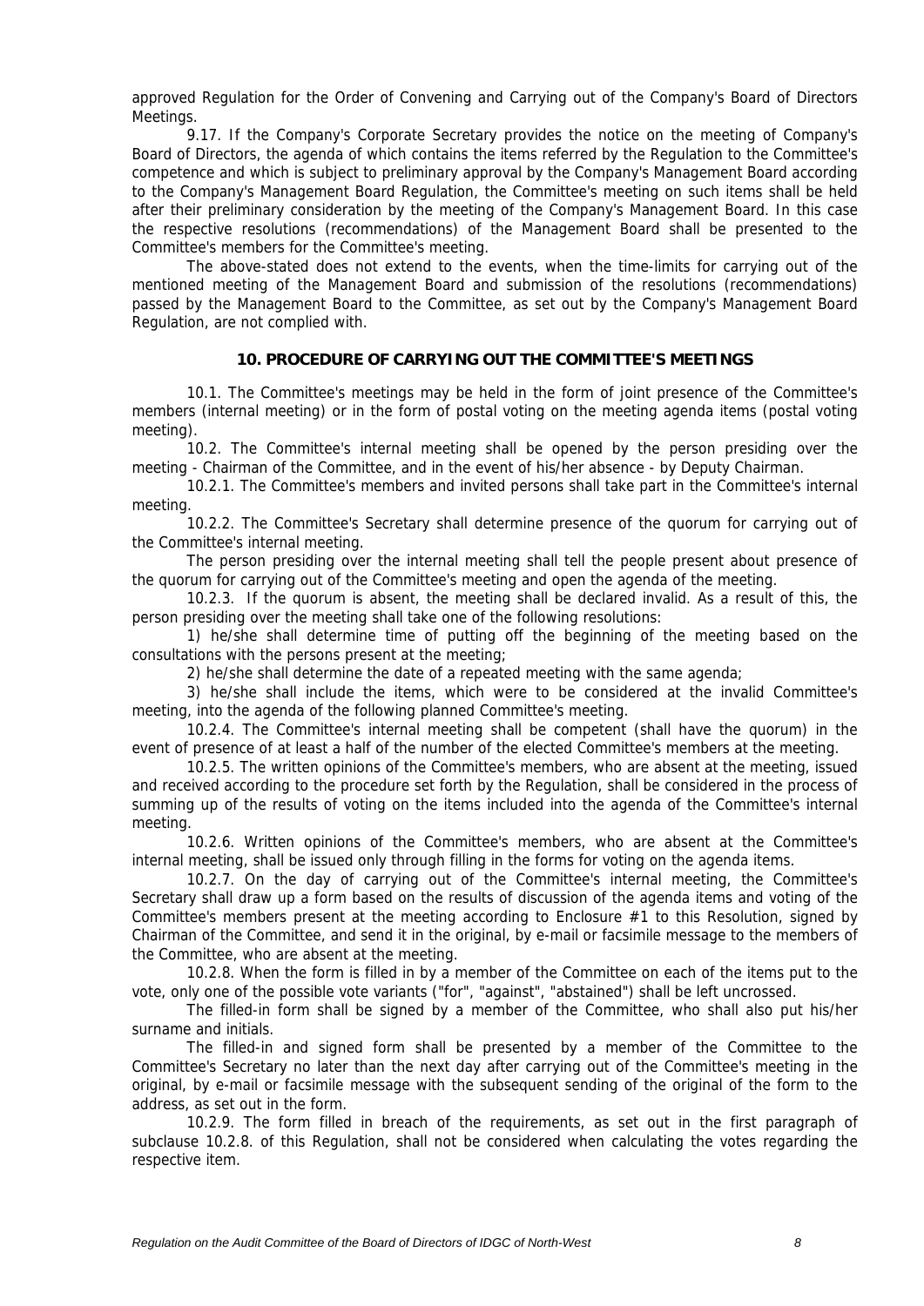approved Regulation for the Order of Convening and Carrying out of the Company's Board of Directors Meetings.

9.17. If the Company's Corporate Secretary provides the notice on the meeting of Company's Board of Directors, the agenda of which contains the items referred by the Regulation to the Committee's competence and which is subject to preliminary approval by the Company's Management Board according to the Company's Management Board Regulation, the Committee's meeting on such items shall be held after their preliminary consideration by the meeting of the Company's Management Board. In this case the respective resolutions (recommendations) of the Management Board shall be presented to the Committee's members for the Committee's meeting.

The above-stated does not extend to the events, when the time-limits for carrying out of the mentioned meeting of the Management Board and submission of the resolutions (recommendations) passed by the Management Board to the Committee, as set out by the Company's Management Board Regulation, are not complied with.

## 10. PROCEDURE OF CARRYING OUT THE COMMITTEE'S MEETINGS

10.1. The Committee's meetings may be held in the form of joint presence of the Committee's members (internal meeting) or in the form of postal voting on the meeting agenda items (postal voting meeting).

10.2. The Committee's internal meeting shall be opened by the person presiding over the meeting - Chairman of the Committee, and in the event of his/her absence - by Deputy Chairman.

10.2.1. The Committee's members and invited persons shall take part in the Committee's internal meeting.

10.2.2. The Committee's Secretary shall determine presence of the quorum for carrying out of the Committee's internal meeting.

The person presiding over the internal meeting shall tell the people present about presence of the quorum for carrying out of the Committee's meeting and open the agenda of the meeting.

10.2.3. If the quorum is absent, the meeting shall be declared invalid. As a result of this, the person presiding over the meeting shall take one of the following resolutions:

1) he/she shall determine time of putting off the beginning of the meeting based on the consultations with the persons present at the meeting;

2) he/she shall determine the date of a repeated meeting with the same agenda;

3) he/she shall include the items, which were to be considered at the invalid Committee's meeting, into the agenda of the following planned Committee's meeting.

10.2.4. The Committee's internal meeting shall be competent (shall have the quorum) in the event of presence of at least a half of the number of the elected Committee's members at the meeting.

10.2.5. The written opinions of the Committee's members, who are absent at the meeting, issued and received according to the procedure set forth by the Regulation, shall be considered in the process of summing up of the results of voting on the items included into the agenda of the Committee's internal meeting.

10.2.6. Written opinions of the Committee's members, who are absent at the Committee's internal meeting, shall be issued only through filling in the forms for voting on the agenda items.

10.2.7. On the day of carrying out of the Committee's internal meeting, the Committee's Secretary shall draw up a form based on the results of discussion of the agenda items and voting of the Committee's members present at the meeting according to Enclosure #1 to this Resolution, signed by Chairman of the Committee, and send it in the original, by e-mail or facsimile message to the members of the Committee, who are absent at the meeting.

10.2.8. When the form is filled in by a member of the Committee on each of the items put to the vote, only one of the possible vote variants ("for", "against", "abstained") shall be left uncrossed.

The filled-in form shall be signed by a member of the Committee, who shall also put his/her surname and initials.

The filled-in and signed form shall be presented by a member of the Committee to the Committee's Secretary no later than the next day after carrying out of the Committee's meeting in the original, by e-mail or facsimile message with the subsequent sending of the original of the form to the address, as set out in the form.

10.2.9. The form filled in breach of the requirements, as set out in the first paragraph of subclause 10.2.8. of this Regulation, shall not be considered when calculating the votes regarding the respective item.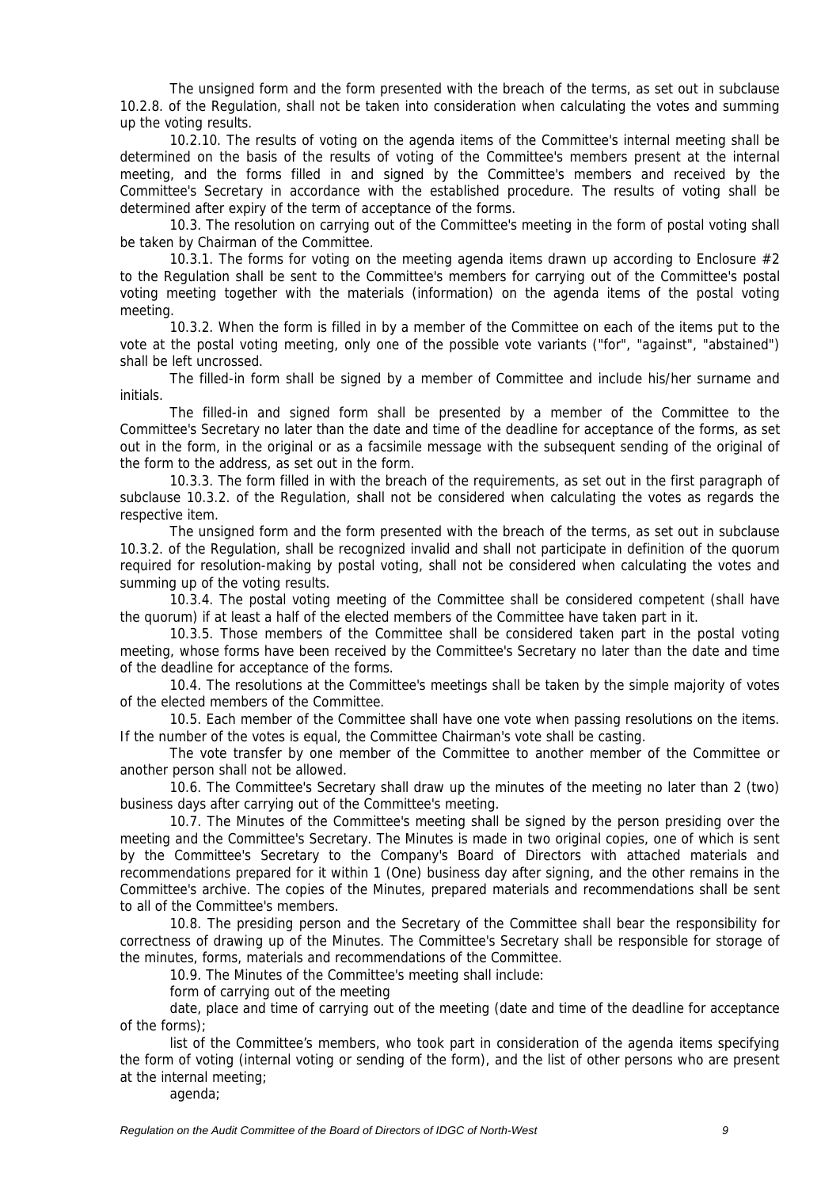The unsigned form and the form presented with the breach of the terms, as set out in subclause 10.2.8. of the Regulation, shall not be taken into consideration when calculating the votes and summing up the voting results.

10.2.10. The results of voting on the agenda items of the Committee's internal meeting shall be determined on the basis of the results of voting of the Committee's members present at the internal meeting, and the forms filled in and signed by the Committee's members and received by the Committee's Secretary in accordance with the established procedure. The results of voting shall be determined after expiry of the term of acceptance of the forms.

10.3. The resolution on carrying out of the Committee's meeting in the form of postal voting shall be taken by Chairman of the Committee.

10.3.1. The forms for voting on the meeting agenda items drawn up according to Enclosure #2 to the Regulation shall be sent to the Committee's members for carrying out of the Committee's postal voting meeting together with the materials (information) on the agenda items of the postal voting meeting.

10.3.2. When the form is filled in by a member of the Committee on each of the items put to the vote at the postal voting meeting, only one of the possible vote variants ("for", "against", "abstained") shall be left uncrossed.

The filled-in form shall be signed by a member of Committee and include his/her surname and initials.

The filled-in and signed form shall be presented by a member of the Committee to the Committee's Secretary no later than the date and time of the deadline for acceptance of the forms, as set out in the form, in the original or as a facsimile message with the subsequent sending of the original of the form to the address, as set out in the form.

10.3.3. The form filled in with the breach of the requirements, as set out in the first paragraph of subclause 10.3.2. of the Regulation, shall not be considered when calculating the votes as regards the respective item.

The unsigned form and the form presented with the breach of the terms, as set out in subclause 10.3.2. of the Regulation, shall be recognized invalid and shall not participate in definition of the quorum required for resolution-making by postal voting, shall not be considered when calculating the votes and summing up of the voting results.

10.3.4. The postal voting meeting of the Committee shall be considered competent (shall have the quorum) if at least a half of the elected members of the Committee have taken part in it.

10.3.5. Those members of the Committee shall be considered taken part in the postal voting meeting, whose forms have been received by the Committee's Secretary no later than the date and time of the deadline for acceptance of the forms.

10.4. The resolutions at the Committee's meetings shall be taken by the simple majority of votes of the elected members of the Committee.

10.5. Each member of the Committee shall have one vote when passing resolutions on the items. If the number of the votes is equal, the Committee Chairman's vote shall be casting.

The vote transfer by one member of the Committee to another member of the Committee or another person shall not be allowed.

10.6. The Committee's Secretary shall draw up the minutes of the meeting no later than 2 (two) business days after carrying out of the Committee's meeting.

10.7. The Minutes of the Committee's meeting shall be signed by the person presiding over the meeting and the Committee's Secretary. The Minutes is made in two original copies, one of which is sent by the Committee's Secretary to the Company's Board of Directors with attached materials and recommendations prepared for it within 1 (One) business day after signing, and the other remains in the Committee's archive. The copies of the Minutes, prepared materials and recommendations shall be sent to all of the Committee's members.

10.8. The presiding person and the Secretary of the Committee shall bear the responsibility for correctness of drawing up of the Minutes. The Committee's Secretary shall be responsible for storage of the minutes, forms, materials and recommendations of the Committee.

10.9. The Minutes of the Committee's meeting shall include:

form of carrying out of the meeting

date, place and time of carrying out of the meeting (date and time of the deadline for acceptance of the forms);

list of the Committee's members, who took part in consideration of the agenda items specifying the form of voting (internal voting or sending of the form), and the list of other persons who are present at the internal meeting;

agenda;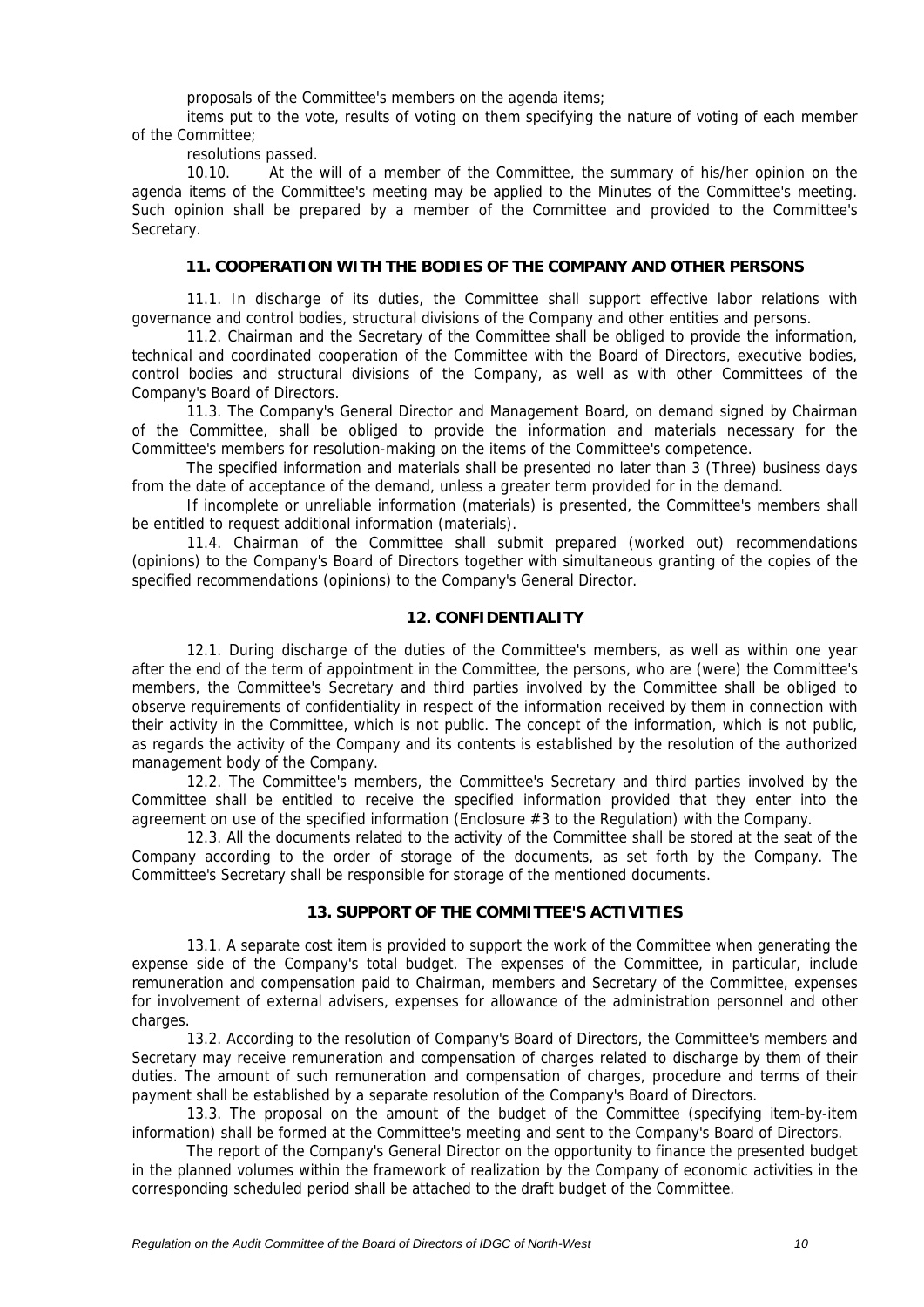proposals of the Committee's members on the agenda items;

items put to the vote, results of voting on them specifying the nature of voting of each member of the Committee;

resolutions passed.

10.10. At the will of a member of the Committee, the summary of his/her opinion on the agenda items of the Committee's meeting may be applied to the Minutes of the Committee's meeting. Such opinion shall be prepared by a member of the Committee and provided to the Committee's Secretary.

## 11. COOPERATION WITH THE BODIES OF THE COMPANY AND OTHER PERSONS

11.1. In discharge of its duties, the Committee shall support effective labor relations with governance and control bodies, structural divisions of the Company and other entities and persons.

11.2. Chairman and the Secretary of the Committee shall be obliged to provide the information, technical and coordinated cooperation of the Committee with the Board of Directors, executive bodies, control bodies and structural divisions of the Company, as well as with other Committees of the Company's Board of Directors.

11.3. The Company's General Director and Management Board, on demand signed by Chairman of the Committee, shall be obliged to provide the information and materials necessary for the Committee's members for resolution-making on the items of the Committee's competence.

The specified information and materials shall be presented no later than 3 (Three) business days from the date of acceptance of the demand, unless a greater term provided for in the demand.

If incomplete or unreliable information (materials) is presented, the Committee's members shall be entitled to request additional information (materials).

11.4. Chairman of the Committee shall submit prepared (worked out) recommendations (opinions) to the Company's Board of Directors together with simultaneous granting of the copies of the specified recommendations (opinions) to the Company's General Director.

## 12. CONFIDENTIALITY

12.1. During discharge of the duties of the Committee's members, as well as within one year after the end of the term of appointment in the Committee, the persons, who are (were) the Committee's members, the Committee's Secretary and third parties involved by the Committee shall be obliged to observe requirements of confidentiality in respect of the information received by them in connection with their activity in the Committee, which is not public. The concept of the information, which is not public, as regards the activity of the Company and its contents is established by the resolution of the authorized management body of the Company.

12.2. The Committee's members, the Committee's Secretary and third parties involved by the Committee shall be entitled to receive the specified information provided that they enter into the agreement on use of the specified information (Enclosure #3 to the Regulation) with the Company.

12.3. All the documents related to the activity of the Committee shall be stored at the seat of the Company according to the order of storage of the documents, as set forth by the Company. The Committee's Secretary shall be responsible for storage of the mentioned documents.

## 13. SUPPORT OF THE COMMITTEE'S ACTIVITIES

13.1. A separate cost item is provided to support the work of the Committee when generating the expense side of the Company's total budget. The expenses of the Committee, in particular, include remuneration and compensation paid to Chairman, members and Secretary of the Committee, expenses for involvement of external advisers, expenses for allowance of the administration personnel and other charges.

13.2. According to the resolution of Company's Board of Directors, the Committee's members and Secretary may receive remuneration and compensation of charges related to discharge by them of their duties. The amount of such remuneration and compensation of charges, procedure and terms of their payment shall be established by a separate resolution of the Company's Board of Directors.

13.3. The proposal on the amount of the budget of the Committee (specifying item-by-item information) shall be formed at the Committee's meeting and sent to the Company's Board of Directors.

The report of the Company's General Director on the opportunity to finance the presented budget in the planned volumes within the framework of realization by the Company of economic activities in the corresponding scheduled period shall be attached to the draft budget of the Committee.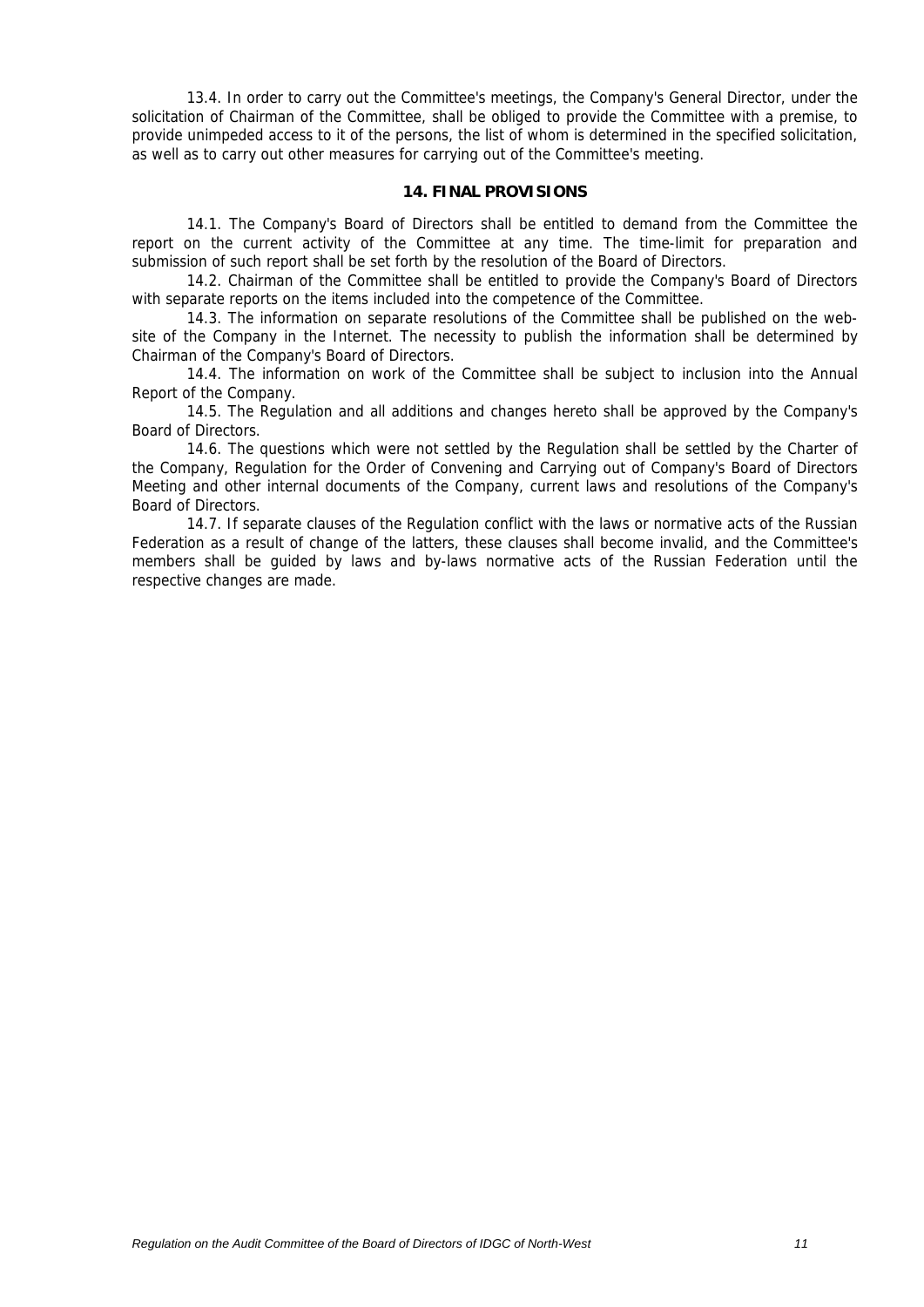13.4. In order to carry out the Committee's meetings, the Company's General Director, under the solicitation of Chairman of the Committee, shall be obliged to provide the Committee with a premise, to provide unimpeded access to it of the persons, the list of whom is determined in the specified solicitation, as well as to carry out other measures for carrying out of the Committee's meeting.

## 14. FINAL PROVISIONS

14.1. The Company's Board of Directors shall be entitled to demand from the Committee the report on the current activity of the Committee at any time. The time-limit for preparation and submission of such report shall be set forth by the resolution of the Board of Directors.

14.2. Chairman of the Committee shall be entitled to provide the Company's Board of Directors with separate reports on the items included into the competence of the Committee.

14.3. The information on separate resolutions of the Committee shall be published on the web-site of the Company in the Internet. The necessity to publish the information shall be determined by Chairman of the Company's Board of Directors.

14.4. The information on work of the Committee shall be subject to inclusion into the Annual Report of the Company.

14.5. The Regulation and all additions and changes hereto shall be approved by the Company's Board of Directors.

14.6. The questions which were not settled by the Regulation shall be settled by the Charter of the Company, Regulation for the Order of Convening and Carrying out of Company's Board of Directors Meeting and other internal documents of the Company, current laws and resolutions of the Company's Board of Directors.

14.7. If separate clauses of the Regulation conflict with the laws or normative acts of the Russian Federation as a result of change of the latters, these clauses shall become invalid, and the Committee's members shall be guided by laws and by-laws normative acts of the Russian Federation until the respective changes are made.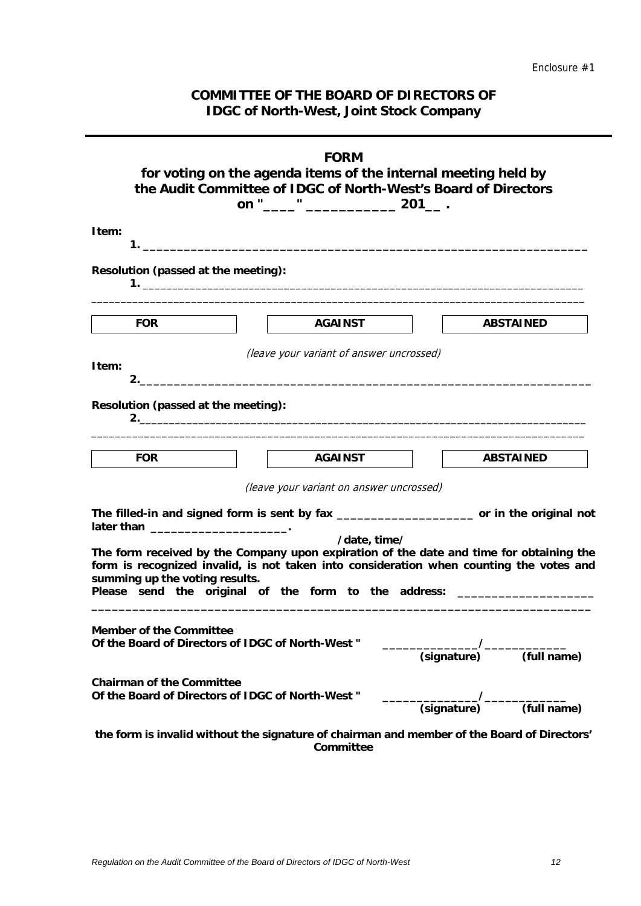Enclosure #1

**COMMITTEE OF THE BOARD OF DIRECTORS OF**
**IDGC of North-West, Joint Stock Company**

---

## FORM
### for voting on the agenda items of the internal meeting held by the Audit Committee of IDGC of North-West's Board of Directors on "____" ___________ 201__ .

**Item:**

**1.** _______________________________________________________________

**Resolution (passed at the meeting):**

**1.** _______________________________________________________________

_______________________________________________________________________

| FOR | AGAINST | ABSTAINED |
|---|---|---|

*(leave your variant of answer uncrossed)*

**Item:**

**2.**_______________________________________________________________

**Resolution (passed at the meeting):**

**2.**_______________________________________________________________

_______________________________________________________________________

| FOR | AGAINST | ABSTAINED |
|---|---|---|

*(leave your variant on answer uncrossed)*

**The filled-in and signed form is sent by fax ____________________ or in the original not later than ____________________.**

**/date, time/**

**The form received by the Company upon expiration of the date and time for obtaining the form is recognized invalid, is not taken into consideration when counting the votes and summing up the voting results.**

**Please send the original of the form to the address: ____________________**

_______________________________________________________________________

**Member of the Committee**
**Of the Board of Directors of IDGC of North-West "** ______________/____________
**(signature) (full name)**

**Chairman of the Committee**
**Of the Board of Directors of IDGC of North-West "** ______________/____________
**(signature) (full name)**

**the form is invalid without the signature of chairman and member of the Board of Directors' Committee**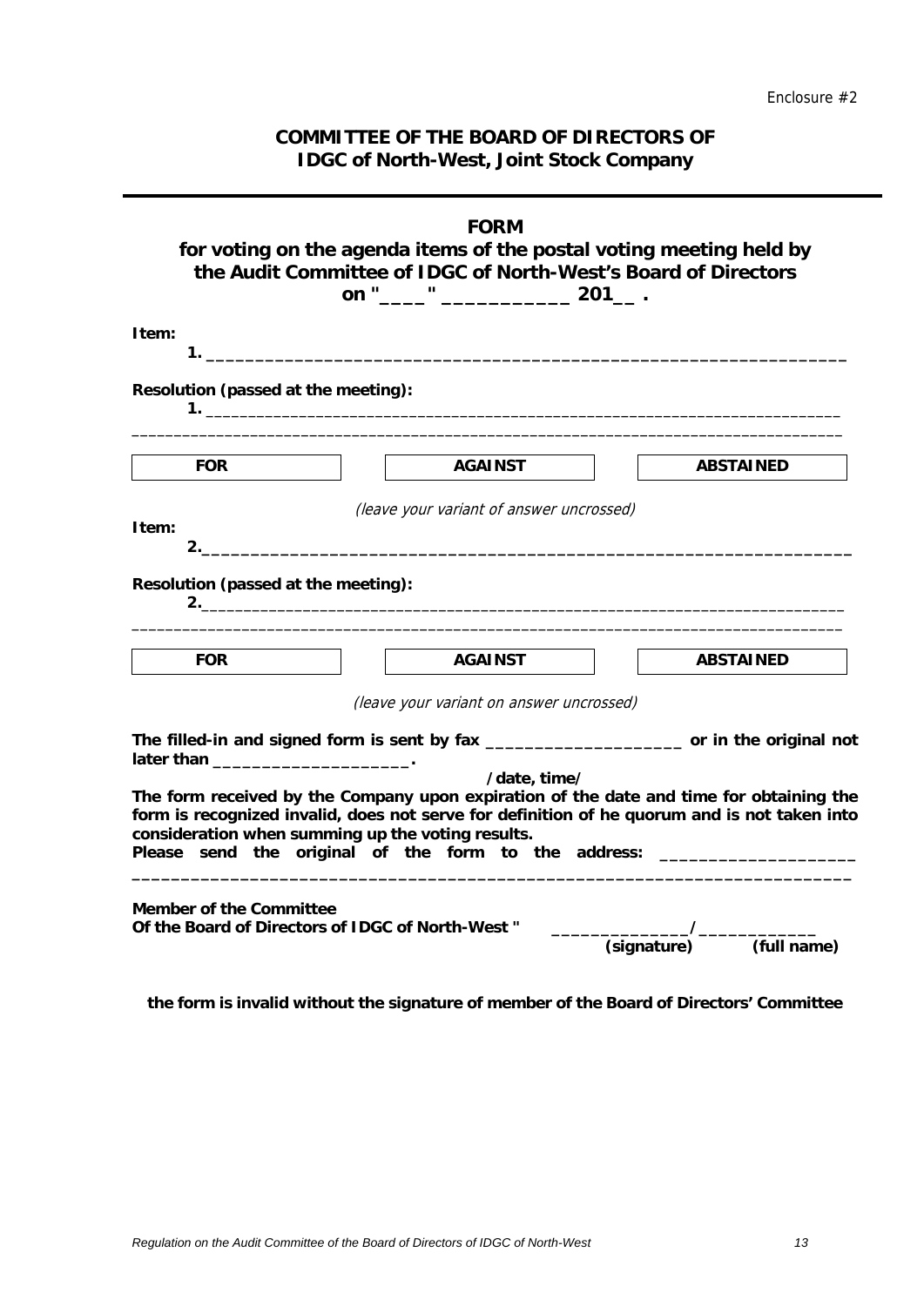Enclosure #2

**COMMITTEE OF THE BOARD OF DIRECTORS OF**
**IDGC of North-West, Joint Stock Company**

---

## FORM
### for voting on the agenda items of the postal voting meeting held by the Audit Committee of IDGC of North-West's Board of Directors on "____" ___________ 201__ .

**Item:**

**1. ______________________________________________________________**

**Resolution (passed at the meeting):**

**1.** ________________________________________________________________________

________________________________________________________________________________

| **FOR** | **AGAINST** | **ABSTAINED** |
|---|---|---|

*(leave your variant of answer uncrossed)*

**Item:**

**2._______________________________________________________________**

**Resolution (passed at the meeting):**

**2.**_________________________________________________________________________

________________________________________________________________________________

| **FOR** | **AGAINST** | **ABSTAINED** |
|---|---|---|

*(leave your variant on answer uncrossed)*

**The filled-in and signed form is sent by fax ____________________ or in the original not later than ____________________.**

**/date, time/**

**The form received by the Company upon expiration of the date and time for obtaining the form is recognized invalid, does not serve for definition of he quorum and is not taken into consideration when summing up the voting results.**

**Please send the original of the form to the address: ____________________**

**_______________________________________________________________________**

**Member of the Committee**
**Of the Board of Directors of IDGC of North-West "** **______________/____________**
**(signature) (full name)**

**the form is invalid without the signature of member of the Board of Directors' Committee**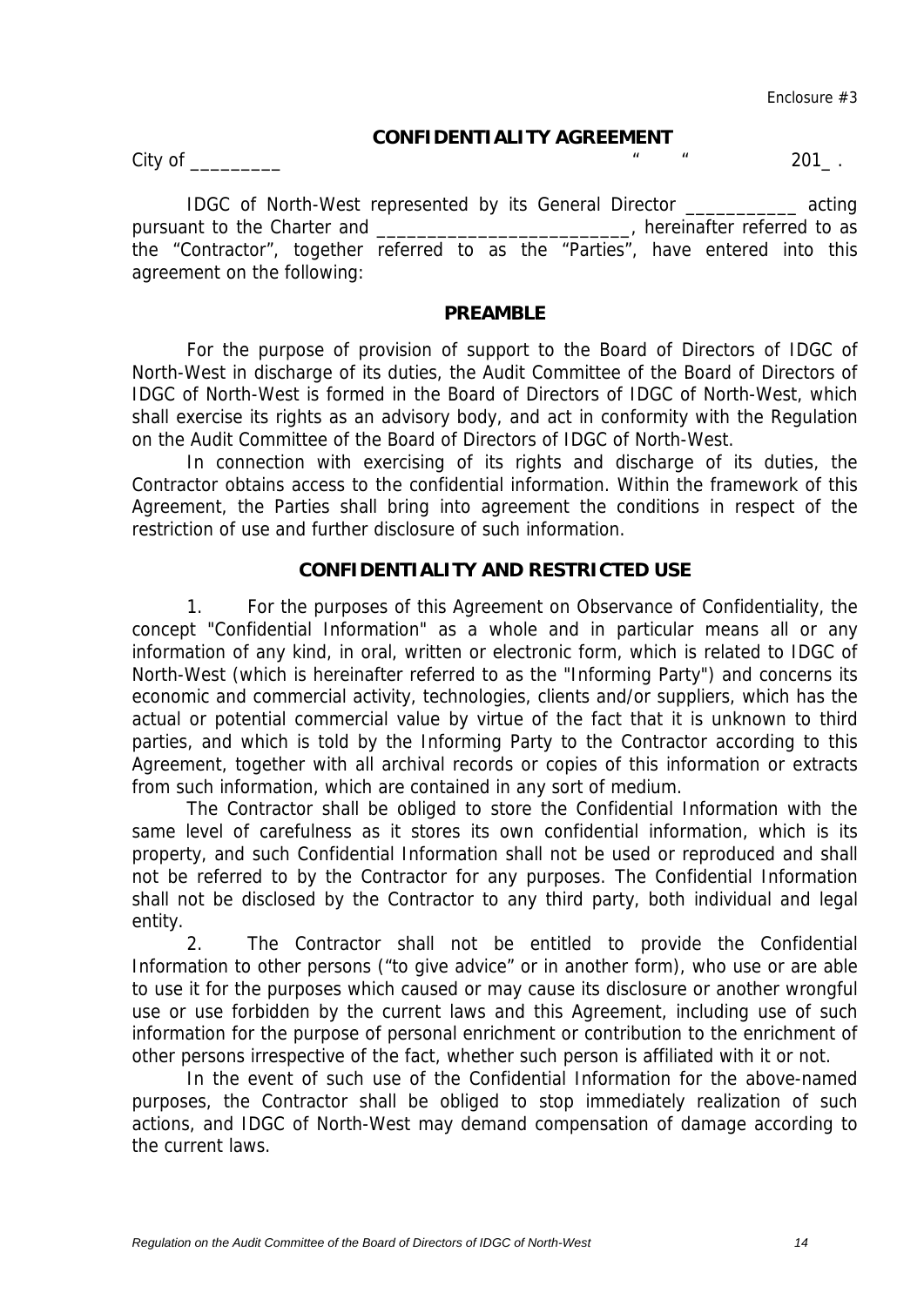Enclosure #3

## CONFIDENTIALITY AGREEMENT

City of _________ " " 201_ .

IDGC of North-West represented by its General Director ___________ acting pursuant to the Charter and _________________________, hereinafter referred to as the "Contractor", together referred to as the "Parties", have entered into this agreement on the following:

### PREAMBLE

For the purpose of provision of support to the Board of Directors of IDGC of North-West in discharge of its duties, the Audit Committee of the Board of Directors of IDGC of North-West is formed in the Board of Directors of IDGC of North-West, which shall exercise its rights as an advisory body, and act in conformity with the Regulation on the Audit Committee of the Board of Directors of IDGC of North-West.

In connection with exercising of its rights and discharge of its duties, the Contractor obtains access to the confidential information. Within the framework of this Agreement, the Parties shall bring into agreement the conditions in respect of the restriction of use and further disclosure of such information.

### CONFIDENTIALITY AND RESTRICTED USE

1. For the purposes of this Agreement on Observance of Confidentiality, the concept "Confidential Information" as a whole and in particular means all or any information of any kind, in oral, written or electronic form, which is related to IDGC of North-West (which is hereinafter referred to as the "Informing Party") and concerns its economic and commercial activity, technologies, clients and/or suppliers, which has the actual or potential commercial value by virtue of the fact that it is unknown to third parties, and which is told by the Informing Party to the Contractor according to this Agreement, together with all archival records or copies of this information or extracts from such information, which are contained in any sort of medium.

The Contractor shall be obliged to store the Confidential Information with the same level of carefulness as it stores its own confidential information, which is its property, and such Confidential Information shall not be used or reproduced and shall not be referred to by the Contractor for any purposes. The Confidential Information shall not be disclosed by the Contractor to any third party, both individual and legal entity.

2. The Contractor shall not be entitled to provide the Confidential Information to other persons ("to give advice" or in another form), who use or are able to use it for the purposes which caused or may cause its disclosure or another wrongful use or use forbidden by the current laws and this Agreement, including use of such information for the purpose of personal enrichment or contribution to the enrichment of other persons irrespective of the fact, whether such person is affiliated with it or not.

In the event of such use of the Confidential Information for the above-named purposes, the Contractor shall be obliged to stop immediately realization of such actions, and IDGC of North-West may demand compensation of damage according to the current laws.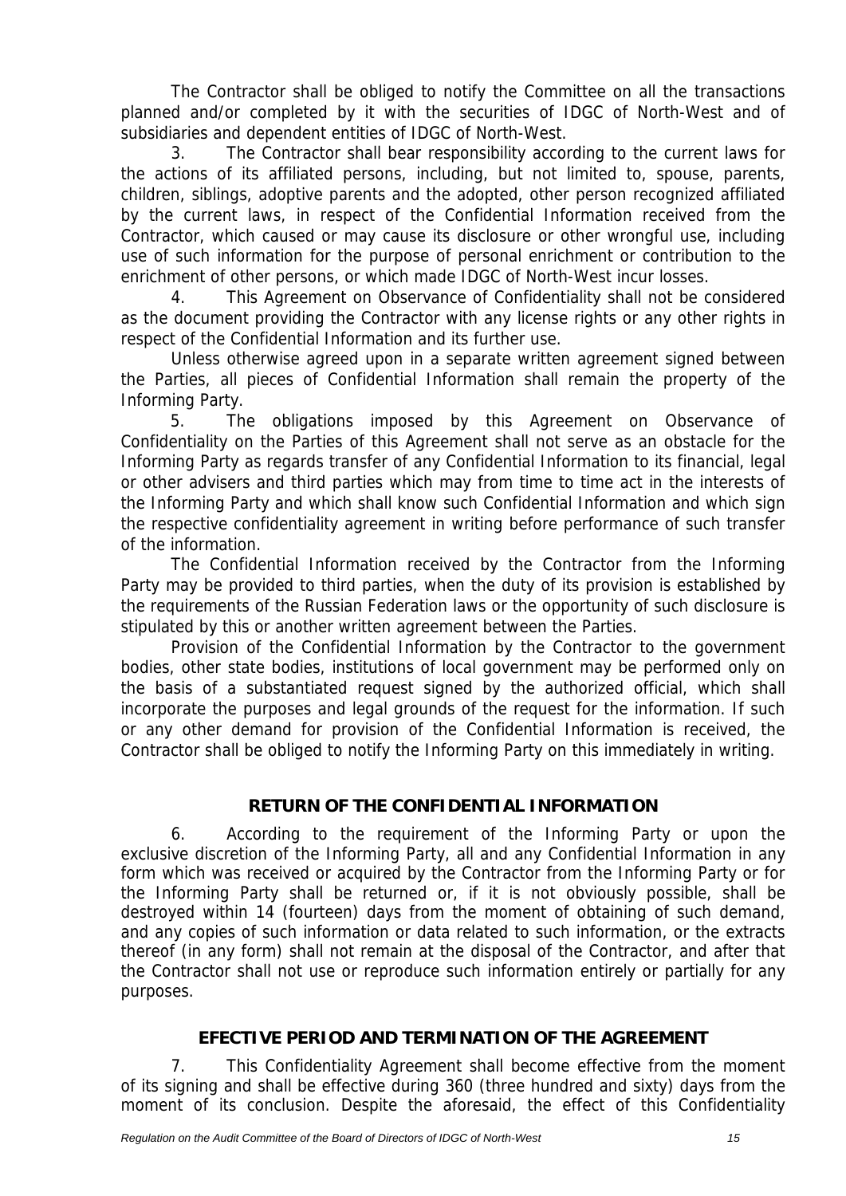The Contractor shall be obliged to notify the Committee on all the transactions planned and/or completed by it with the securities of IDGC of North-West and of subsidiaries and dependent entities of IDGC of North-West.

3. The Contractor shall bear responsibility according to the current laws for the actions of its affiliated persons, including, but not limited to, spouse, parents, children, siblings, adoptive parents and the adopted, other person recognized affiliated by the current laws, in respect of the Confidential Information received from the Contractor, which caused or may cause its disclosure or other wrongful use, including use of such information for the purpose of personal enrichment or contribution to the enrichment of other persons, or which made IDGC of North-West incur losses.

4. This Agreement on Observance of Confidentiality shall not be considered as the document providing the Contractor with any license rights or any other rights in respect of the Confidential Information and its further use.

Unless otherwise agreed upon in a separate written agreement signed between the Parties, all pieces of Confidential Information shall remain the property of the Informing Party.

5. The obligations imposed by this Agreement on Observance of Confidentiality on the Parties of this Agreement shall not serve as an obstacle for the Informing Party as regards transfer of any Confidential Information to its financial, legal or other advisers and third parties which may from time to time act in the interests of the Informing Party and which shall know such Confidential Information and which sign the respective confidentiality agreement in writing before performance of such transfer of the information.

The Confidential Information received by the Contractor from the Informing Party may be provided to third parties, when the duty of its provision is established by the requirements of the Russian Federation laws or the opportunity of such disclosure is stipulated by this or another written agreement between the Parties.

Provision of the Confidential Information by the Contractor to the government bodies, other state bodies, institutions of local government may be performed only on the basis of a substantiated request signed by the authorized official, which shall incorporate the purposes and legal grounds of the request for the information. If such or any other demand for provision of the Confidential Information is received, the Contractor shall be obliged to notify the Informing Party on this immediately in writing.

## RETURN OF THE CONFIDENTIAL INFORMATION

6. According to the requirement of the Informing Party or upon the exclusive discretion of the Informing Party, all and any Confidential Information in any form which was received or acquired by the Contractor from the Informing Party or for the Informing Party shall be returned or, if it is not obviously possible, shall be destroyed within 14 (fourteen) days from the moment of obtaining of such demand, and any copies of such information or data related to such information, or the extracts thereof (in any form) shall not remain at the disposal of the Contractor, and after that the Contractor shall not use or reproduce such information entirely or partially for any purposes.

## EFECTIVE PERIOD AND TERMINATION OF THE AGREEMENT

7. This Confidentiality Agreement shall become effective from the moment of its signing and shall be effective during 360 (three hundred and sixty) days from the moment of its conclusion. Despite the aforesaid, the effect of this Confidentiality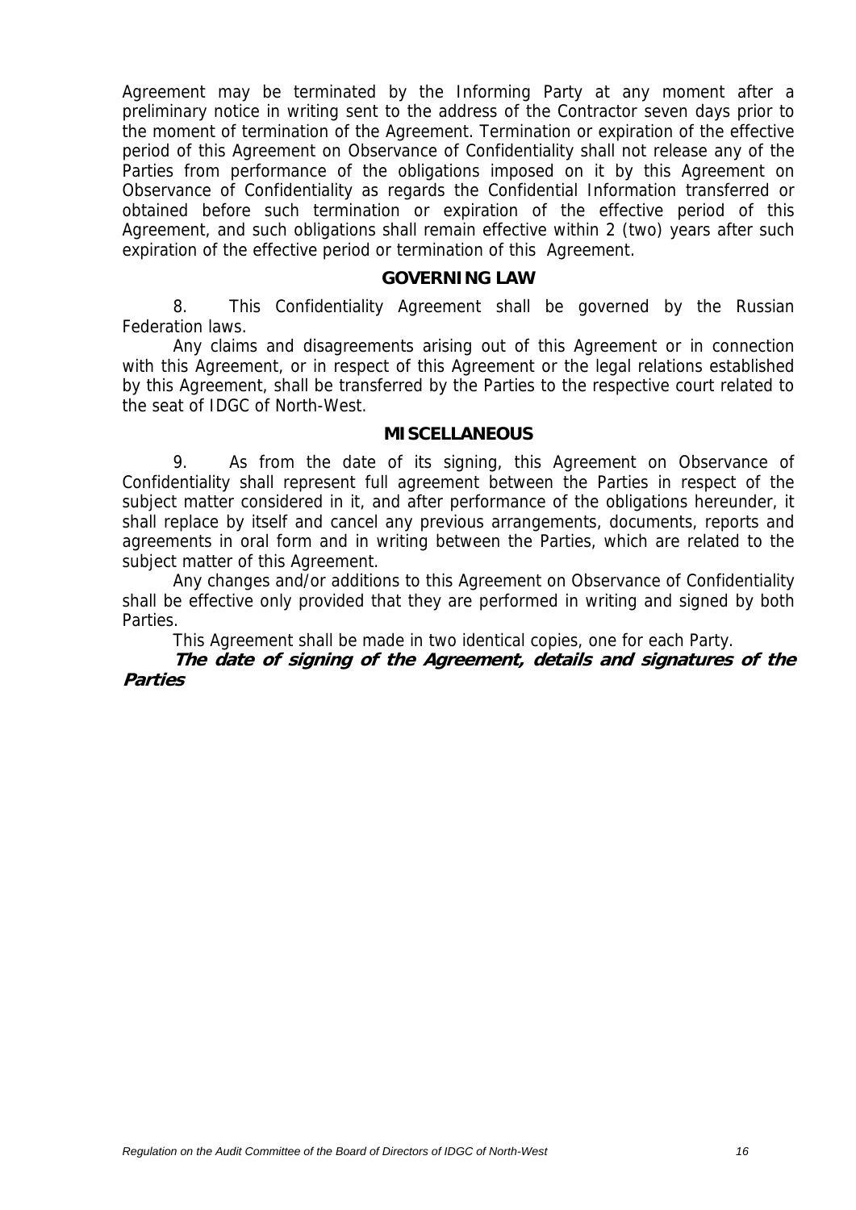Agreement may be terminated by the Informing Party at any moment after a preliminary notice in writing sent to the address of the Contractor seven days prior to the moment of termination of the Agreement. Termination or expiration of the effective period of this Agreement on Observance of Confidentiality shall not release any of the Parties from performance of the obligations imposed on it by this Agreement on Observance of Confidentiality as regards the Confidential Information transferred or obtained before such termination or expiration of the effective period of this Agreement, and such obligations shall remain effective within 2 (two) years after such expiration of the effective period or termination of this Agreement.

**GOVERNING LAW**

8. This Confidentiality Agreement shall be governed by the Russian Federation laws.

Any claims and disagreements arising out of this Agreement or in connection with this Agreement, or in respect of this Agreement or the legal relations established by this Agreement, shall be transferred by the Parties to the respective court related to the seat of IDGC of North-West.

**MISCELLANEOUS**

9. As from the date of its signing, this Agreement on Observance of Confidentiality shall represent full agreement between the Parties in respect of the subject matter considered in it, and after performance of the obligations hereunder, it shall replace by itself and cancel any previous arrangements, documents, reports and agreements in oral form and in writing between the Parties, which are related to the subject matter of this Agreement.

Any changes and/or additions to this Agreement on Observance of Confidentiality shall be effective only provided that they are performed in writing and signed by both Parties.

This Agreement shall be made in two identical copies, one for each Party.

***The date of signing of the Agreement, details and signatures of the Parties***